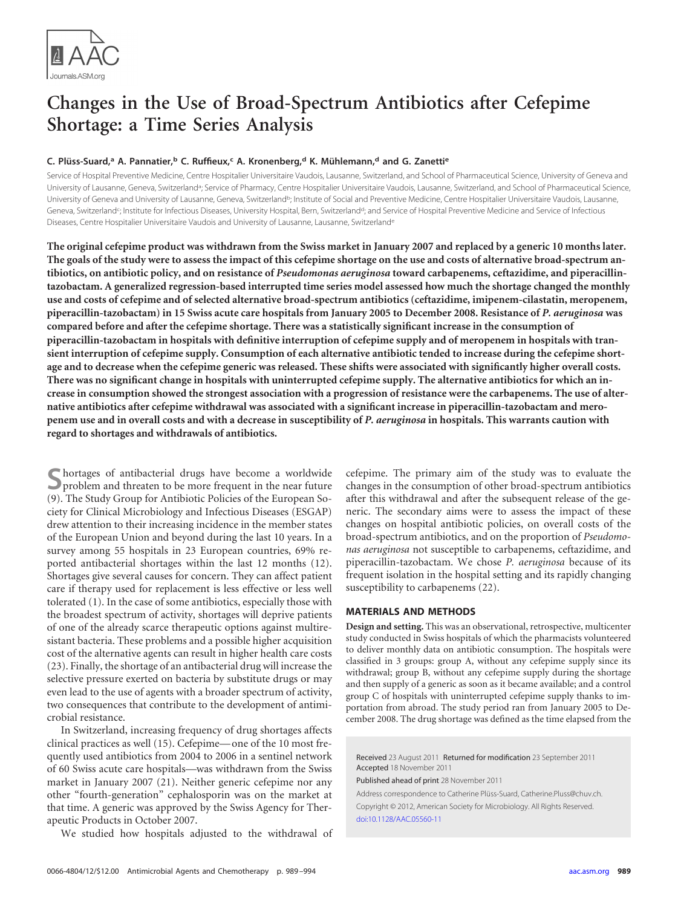# Changes in the Use of Broad-Spectrum Antibiotics after Cefepime Shortage: a Time Series Analysis

**C. Plüss-Suard,[a] A. Pannatier,[b] C. Ruffieux,[c] A. Kronenberg,[d] K. Mühlemann,[d] and G. Zanetti[e]**

Service of Hospital Preventive Medicine, Centre Hospitalier Universitaire Vaudois, Lausanne, Switzerland, and School of Pharmaceutical Science, University of Geneva and University of Lausanne, Geneva, Switzerland[a]; Service of Pharmacy, Centre Hospitalier Universitaire Vaudois, Lausanne, Switzerland, and School of Pharmaceutical Science, University of Geneva and University of Lausanne, Geneva, Switzerland[b]; Institute of Social and Preventive Medicine, Centre Hospitalier Universitaire Vaudois, Lausanne, Geneva, Switzerland[c]; Institute for Infectious Diseases, University Hospital, Bern, Switzerland[d]; and Service of Hospital Preventive Medicine and Service of Infectious Diseases, Centre Hospitalier Universitaire Vaudois and University of Lausanne, Lausanne, Switzerland[e]

**The original cefepime product was withdrawn from the Swiss market in January 2007 and replaced by a generic 10 months later. The goals of the study were to assess the impact of this cefepime shortage on the use and costs of alternative broad-spectrum antibiotics, on antibiotic policy, and on resistance of *Pseudomonas aeruginosa* toward carbapenems, ceftazidime, and piperacillin-tazobactam. A generalized regression-based interrupted time series model assessed how much the shortage changed the monthly use and costs of cefepime and of selected alternative broad-spectrum antibiotics (ceftazidime, imipenem-cilastatin, meropenem, piperacillin-tazobactam) in 15 Swiss acute care hospitals from January 2005 to December 2008. Resistance of *P. aeruginosa* was compared before and after the cefepime shortage. There was a statistically significant increase in the consumption of piperacillin-tazobactam in hospitals with definitive interruption of cefepime supply and of meropenem in hospitals with transient interruption of cefepime supply. Consumption of each alternative antibiotic tended to increase during the cefepime shortage and to decrease when the cefepime generic was released. These shifts were associated with significantly higher overall costs. There was no significant change in hospitals with uninterrupted cefepime supply. The alternative antibiotics for which an increase in consumption showed the strongest association with a progression of resistance were the carbapenems. The use of alternative antibiotics after cefepime withdrawal was associated with a significant increase in piperacillin-tazobactam and meropenem use and in overall costs and with a decrease in susceptibility of *P. aeruginosa* in hospitals. This warrants caution with regard to shortages and withdrawals of antibiotics.**

Shortages of antibacterial drugs have become a worldwide problem and threaten to be more frequent in the near future (9). The Study Group for Antibiotic Policies of the European Society for Clinical Microbiology and Infectious Diseases (ESGAP) drew attention to their increasing incidence in the member states of the European Union and beyond during the last 10 years. In a survey among 55 hospitals in 23 European countries, 69% reported antibacterial shortages within the last 12 months (12). Shortages give several causes for concern. They can affect patient care if therapy used for replacement is less effective or less well tolerated (1). In the case of some antibiotics, especially those with the broadest spectrum of activity, shortages will deprive patients of one of the already scarce therapeutic options against multiresistant bacteria. These problems and a possible higher acquisition cost of the alternative agents can result in higher health care costs (23). Finally, the shortage of an antibacterial drug will increase the selective pressure exerted on bacteria by substitute drugs or may even lead to the use of agents with a broader spectrum of activity, two consequences that contribute to the development of antimicrobial resistance.

In Switzerland, increasing frequency of drug shortages affects clinical practices as well (15). Cefepime—one of the 10 most frequently used antibiotics from 2004 to 2006 in a sentinel network of 60 Swiss acute care hospitals—was withdrawn from the Swiss market in January 2007 (21). Neither generic cefepime nor any other "fourth-generation" cephalosporin was on the market at that time. A generic was approved by the Swiss Agency for Therapeutic Products in October 2007.

We studied how hospitals adjusted to the withdrawal of cefepime. The primary aim of the study was to evaluate the changes in the consumption of other broad-spectrum antibiotics after this withdrawal and after the subsequent release of the generic. The secondary aims were to assess the impact of these changes on hospital antibiotic policies, on overall costs of the broad-spectrum antibiotics, and on the proportion of *Pseudomonas aeruginosa* not susceptible to carbapenems, ceftazidime, and piperacillin-tazobactam. We chose *P. aeruginosa* because of its frequent isolation in the hospital setting and its rapidly changing susceptibility to carbapenems (22).

## MATERIALS AND METHODS

**Design and setting.** This was an observational, retrospective, multicenter study conducted in Swiss hospitals of which the pharmacists volunteered to deliver monthly data on antibiotic consumption. The hospitals were classified in 3 groups: group A, without any cefepime supply since its withdrawal; group B, without any cefepime supply during the shortage and then supply of a generic as soon as it became available; and a control group C of hospitals with uninterrupted cefepime supply thanks to importation from abroad. The study period ran from January 2005 to December 2008. The drug shortage was defined as the time elapsed from the

Received 23 August 2011 Returned for modification 23 September 2011 Accepted 18 November 2011

Published ahead of print 28 November 2011

Address correspondence to Catherine Plüss-Suard, Catherine.Pluss@chuv.ch.

Copyright © 2012, American Society for Microbiology. All Rights Reserved.

doi:10.1128/AAC.05560-11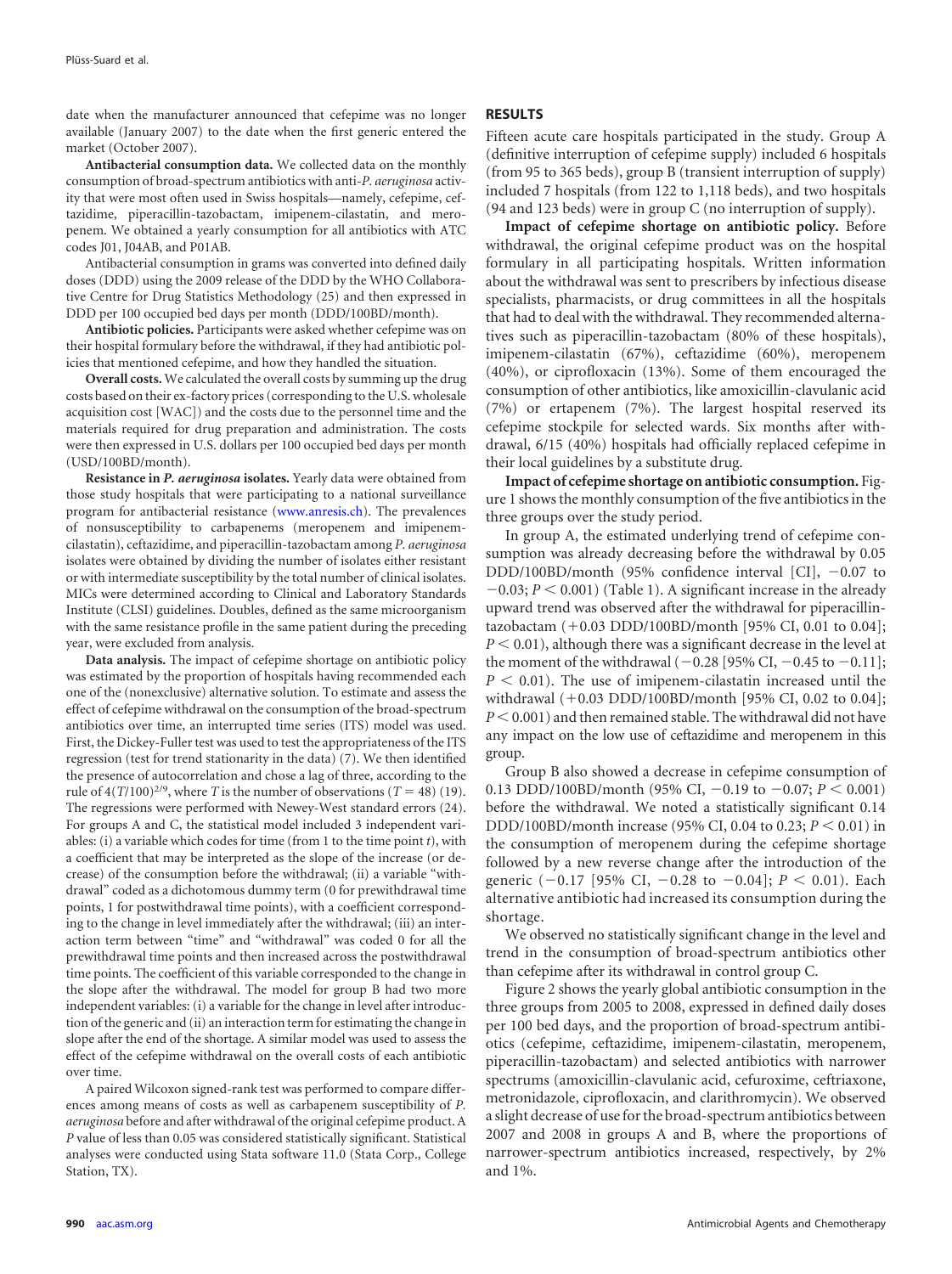date when the manufacturer announced that cefepime was no longer available (January 2007) to the date when the first generic entered the market (October 2007).

**Antibacterial consumption data.** We collected data on the monthly consumption of broad-spectrum antibiotics with anti-*P. aeruginosa* activity that were most often used in Swiss hospitals—namely, cefepime, ceftazidime, piperacillin-tazobactam, imipenem-cilastatin, and meropenem. We obtained a yearly consumption for all antibiotics with ATC codes J01, J04AB, and P01AB.

Antibacterial consumption in grams was converted into defined daily doses (DDD) using the 2009 release of the DDD by the WHO Collaborative Centre for Drug Statistics Methodology (25) and then expressed in DDD per 100 occupied bed days per month (DDD/100BD/month).

**Antibiotic policies.** Participants were asked whether cefepime was on their hospital formulary before the withdrawal, if they had antibiotic policies that mentioned cefepime, and how they handled the situation.

**Overall costs.** We calculated the overall costs by summing up the drug costs based on their ex-factory prices (corresponding to the U.S. wholesale acquisition cost [WAC]) and the costs due to the personnel time and the materials required for drug preparation and administration. The costs were then expressed in U.S. dollars per 100 occupied bed days per month (USD/100BD/month).

**Resistance in *P. aeruginosa* isolates.** Yearly data were obtained from those study hospitals that were participating to a national surveillance program for antibacterial resistance (www.anresis.ch). The prevalences of nonsusceptibility to carbapenems (meropenem and imipenem-cilastatin), ceftazidime, and piperacillin-tazobactam among *P. aeruginosa* isolates were obtained by dividing the number of isolates either resistant or with intermediate susceptibility by the total number of clinical isolates. MICs were determined according to Clinical and Laboratory Standards Institute (CLSI) guidelines. Doubles, defined as the same microorganism with the same resistance profile in the same patient during the preceding year, were excluded from analysis.

**Data analysis.** The impact of cefepime shortage on antibiotic policy was estimated by the proportion of hospitals having recommended each one of the (nonexclusive) alternative solution. To estimate and assess the effect of cefepime withdrawal on the consumption of the broad-spectrum antibiotics over time, an interrupted time series (ITS) model was used. First, the Dickey-Fuller test was used to test the appropriateness of the ITS regression (test for trend stationarity in the data) (7). We then identified the presence of autocorrelation and chose a lag of three, according to the rule of $4(T/100)^{2/9}$, where $T$ is the number of observations ($T = 48$) (19). The regressions were performed with Newey-West standard errors (24). For groups A and C, the statistical model included 3 independent variables: (i) a variable which codes for time (from 1 to the time point $t$), with a coefficient that may be interpreted as the slope of the increase (or decrease) of the consumption before the withdrawal; (ii) a variable "withdrawal" coded as a dichotomous dummy term (0 for prewithdrawal time points, 1 for postwithdrawal time points), with a coefficient corresponding to the change in level immediately after the withdrawal; (iii) an interaction term between "time" and "withdrawal" was coded 0 for all the prewithdrawal time points and then increased across the postwithdrawal time points. The coefficient of this variable corresponded to the change in the slope after the withdrawal. The model for group B had two more independent variables: (i) a variable for the change in level after introduction of the generic and (ii) an interaction term for estimating the change in slope after the end of the shortage. A similar model was used to assess the effect of the cefepime withdrawal on the overall costs of each antibiotic over time.

A paired Wilcoxon signed-rank test was performed to compare differences among means of costs as well as carbapenem susceptibility of *P. aeruginosa* before and after withdrawal of the original cefepime product. A $P$ value of less than 0.05 was considered statistically significant. Statistical analyses were conducted using Stata software 11.0 (Stata Corp., College Station, TX).

## RESULTS

Fifteen acute care hospitals participated in the study. Group A (definitive interruption of cefepime supply) included 6 hospitals (from 95 to 365 beds), group B (transient interruption of supply) included 7 hospitals (from 122 to 1,118 beds), and two hospitals (94 and 123 beds) were in group C (no interruption of supply).

**Impact of cefepime shortage on antibiotic policy.** Before withdrawal, the original cefepime product was on the hospital formulary in all participating hospitals. Written information about the withdrawal was sent to prescribers by infectious disease specialists, pharmacists, or drug committees in all the hospitals that had to deal with the withdrawal. They recommended alternatives such as piperacillin-tazobactam (80% of these hospitals), imipenem-cilastatin (67%), ceftazidime (60%), meropenem (40%), or ciprofloxacin (13%). Some of them encouraged the consumption of other antibiotics, like amoxicillin-clavulanic acid (7%) or ertapenem (7%). The largest hospital reserved its cefepime stockpile for selected wards. Six months after withdrawal, 6/15 (40%) hospitals had officially replaced cefepime in their local guidelines by a substitute drug.

**Impact of cefepime shortage on antibiotic consumption.** Figure 1 shows the monthly consumption of the five antibiotics in the three groups over the study period.

In group A, the estimated underlying trend of cefepime consumption was already decreasing before the withdrawal by 0.05 DDD/100BD/month (95% confidence interval [CI], −0.07 to −0.03; $P < 0.001$) (Table 1). A significant increase in the already upward trend was observed after the withdrawal for piperacillin-tazobactam (+0.03 DDD/100BD/month [95% CI, 0.01 to 0.04]; $P < 0.01$), although there was a significant decrease in the level at the moment of the withdrawal (−0.28 [95% CI, −0.45 to −0.11]; $P < 0.01$). The use of imipenem-cilastatin increased until the withdrawal (+0.03 DDD/100BD/month [95% CI, 0.02 to 0.04]; $P < 0.001$) and then remained stable. The withdrawal did not have any impact on the low use of ceftazidime and meropenem in this group.

Group B also showed a decrease in cefepime consumption of 0.13 DDD/100BD/month (95% CI, −0.19 to −0.07; $P < 0.001$) before the withdrawal. We noted a statistically significant 0.14 DDD/100BD/month increase (95% CI, 0.04 to 0.23; $P < 0.01$) in the consumption of meropenem during the cefepime shortage followed by a new reverse change after the introduction of the generic (−0.17 [95% CI, −0.28 to −0.04]; $P < 0.01$). Each alternative antibiotic had increased its consumption during the shortage.

We observed no statistically significant change in the level and trend in the consumption of broad-spectrum antibiotics other than cefepime after its withdrawal in control group C.

Figure 2 shows the yearly global antibiotic consumption in the three groups from 2005 to 2008, expressed in defined daily doses per 100 bed days, and the proportion of broad-spectrum antibiotics (cefepime, ceftazidime, imipenem-cilastatin, meropenem, piperacillin-tazobactam) and selected antibiotics with narrower spectrums (amoxicillin-clavulanic acid, cefuroxime, ceftriaxone, metronidazole, ciprofloxacin, and clarithromycin). We observed a slight decrease of use for the broad-spectrum antibiotics between 2007 and 2008 in groups A and B, where the proportions of narrower-spectrum antibiotics increased, respectively, by 2% and 1%.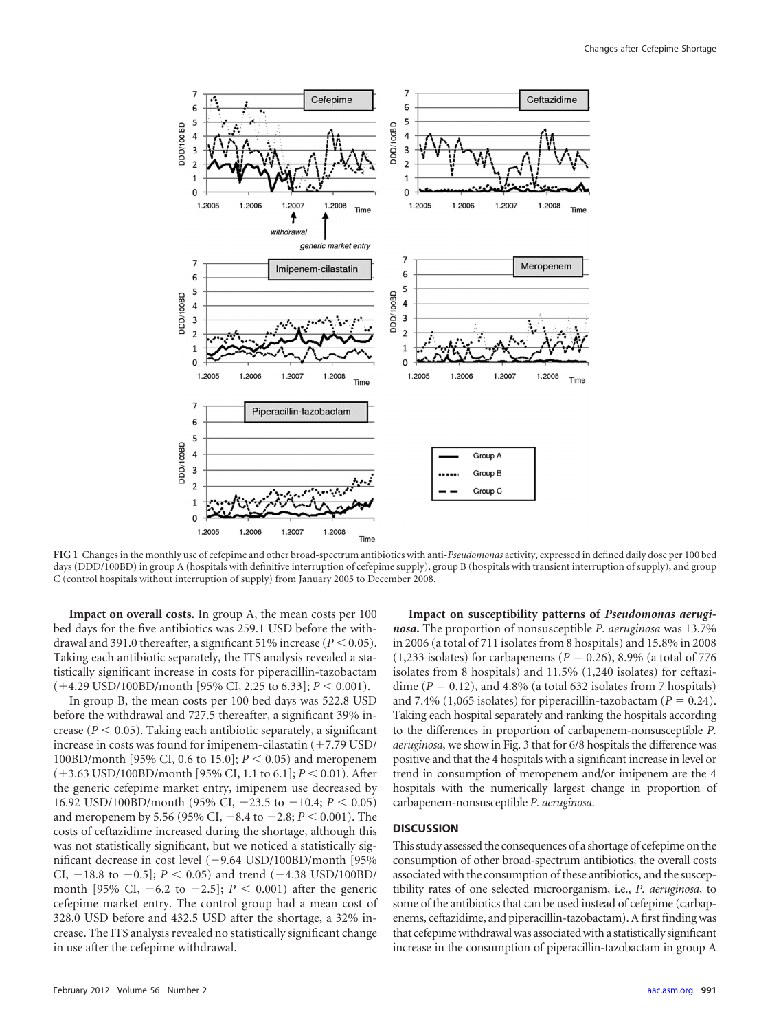FIG 1 Changes in the monthly use of cefepime and other broad-spectrum antibiotics with anti-*Pseudomonas* activity, expressed in defined daily dose per 100 bed days (DDD/100BD) in group A (hospitals with definitive interruption of cefepime supply), group B (hospitals with transient interruption of supply), and group C (control hospitals without interruption of supply) from January 2005 to December 2008.

**Impact on overall costs.** In group A, the mean costs per 100 bed days for the five antibiotics was 259.1 USD before the withdrawal and 391.0 thereafter, a significant 51% increase ($P < 0.05$). Taking each antibiotic separately, the ITS analysis revealed a statistically significant increase in costs for piperacillin-tazobactam (+4.29 USD/100BD/month [95% CI, 2.25 to 6.33]; $P < 0.001$).

In group B, the mean costs per 100 bed days was 522.8 USD before the withdrawal and 727.5 thereafter, a significant 39% increase ($P < 0.05$). Taking each antibiotic separately, a significant increase in costs was found for imipenem-cilastatin (+7.79 USD/100BD/month [95% CI, 0.6 to 15.0]; $P < 0.05$) and meropenem (+3.63 USD/100BD/month [95% CI, 1.1 to 6.1]; $P < 0.01$). After the generic cefepime market entry, imipenem use decreased by 16.92 USD/100BD/month (95% CI, −23.5 to −10.4; $P < 0.05$) and meropenem by 5.56 (95% CI, −8.4 to −2.8; $P < 0.001$). The costs of ceftazidime increased during the shortage, although this was not statistically significant, but we noticed a statistically significant decrease in cost level (−9.64 USD/100BD/month [95% CI, −18.8 to −0.5]; $P < 0.05$) and trend (−4.38 USD/100BD/month [95% CI, −6.2 to −2.5]; $P < 0.001$) after the generic cefepime market entry. The control group had a mean cost of 328.0 USD before and 432.5 USD after the shortage, a 32% increase. The ITS analysis revealed no statistically significant change in use after the cefepime withdrawal.

**Impact on susceptibility patterns of *Pseudomonas aeruginosa*.** The proportion of nonsusceptible *P. aeruginosa* was 13.7% in 2006 (a total of 711 isolates from 8 hospitals) and 15.8% in 2008 (1,233 isolates) for carbapenems ($P = 0.26$), 8.9% (a total of 776 isolates from 8 hospitals) and 11.5% (1,240 isolates) for ceftazidime ($P = 0.12$), and 4.8% (a total 632 isolates from 7 hospitals) and 7.4% (1,065 isolates) for piperacillin-tazobactam ($P = 0.24$). Taking each hospital separately and ranking the hospitals according to the differences in proportion of carbapenem-nonsusceptible *P. aeruginosa*, we show in Fig. 3 that for 6/8 hospitals the difference was positive and that the 4 hospitals with a significant increase in level or trend in consumption of meropenem and/or imipenem are the 4 hospitals with the numerically largest change in proportion of carbapenem-nonsusceptible *P. aeruginosa*.

## DISCUSSION

This study assessed the consequences of a shortage of cefepime on the consumption of other broad-spectrum antibiotics, the overall costs associated with the consumption of these antibiotics, and the susceptibility rates of one selected microorganism, i.e., *P. aeruginosa*, to some of the antibiotics that can be used instead of cefepime (carbapenems, ceftazidime, and piperacillin-tazobactam). A first finding was that cefepime withdrawal was associated with a statistically significant increase in the consumption of piperacillin-tazobactam in group A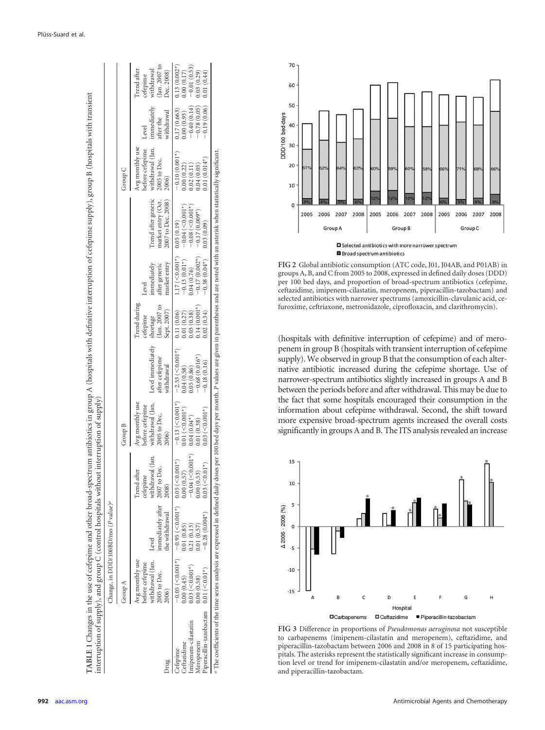**TABLE 1** Changes in the use of cefepime and other broad-spectrum antibiotics in group A (hospitals with definitive interruption of cefepime supply), group B (hospitals with transient interruption of supply), and group C (control hospitals without interruption of supply)

| Drug | Group A | | | Group B | | | | | Group C | | |
|---|---|---|---|---|---|---|---|---|---|---|---|
| | Avg monthly use before cefepime withdrawal (Jan. 2005 to Dec. 2006) | Level immediately after the withdrawal | Trend after cefepime withdrawal (Jan. 2007 to Dec. 2008) | Avg monthly use before cefepime withdrawal (Jan. 2005 to Dec. 2006) | Level immediately after cefepime withdrawal | Trend during cefepime shortage (Jan. 2007 to Sept. 2007) | Level immediately after generic market entry | Trend after generic market entry (Oct. 2007 to Dec. 2008) | Avg monthly use before cefepime withdrawal (Jan. 2005 to Dec. 2006) | Level immediately after the withdrawal | Trend after cefepime withdrawal (Jan. 2007 to Dec. 2008) |
| Cefepime | −0.05 (<0.001*) | −0.95 (<0.001*) | 0.05 (<0.001*) | −0.13 (<0.001*) | −2.53 (<0.001*) | 0.11 (0.06) | 1.17 (<0.001*) | 0.05 (0.19) | −0.10 (0.001*) | 0.17 (0.663) | 0.13 (0.002*) |
| Ceftazidime | 0.00 (0.45) | 0.01 (0.85) | 0.00 (0.57) | 0.01 (<0.001*) | 0.04 (0.58) | 0.01 (0.27) | −0.13 (0.01*) | −0.04 (<0.001*) | 0.00 (0.22) | 0.00 (0.93) | 0.00 (0.17) |
| Imipenem-cilastatin | 0.03 (<0.001*) | 0.21 (0.13) | −0.04 (<0.001*) | 0.04 (0.04*) | 0.05 (0.86) | 0.03 (0.38) | 0.04 (0.76) | −0.08 (<0.001*) | 0.02 (0.11) | −0.40 (0.14) | −0.01 (0.53) |
| Meropenem | 0.00 (0.58) | 0.01 (0.57) | 0.00 (0.53) | 0.01 (0.38) | −0.68 (0.016*) | 0.14 (0.001*) | −0.17 (0.002*) | −0.17 (0.009*) | 0.04 (0.05) | −0.78 (0.05) | 0.03 (0.29) |
| Piperacillin-tazobactam | 0.01 (<0.01*) | −0.28 (0.004*) | 0.03 (<0.01*) | 0.03 (<0.001*) | −0.18 (0.16) | 0.02 (0.34) | −0.38 (0.04*) | 0.03 (0.09) | 0.01 (0.014*) | −0.19 (0.06) | 0.01 (0.44) |

Change, in DDD/100BD/mo (P value)[a]

[a] The coefficients of the time series analysis are expressed in defined daily doses per 100 bed days per month. P values are given in parentheses and are noted with an asterisk when statistically significant.

FIG 2 Global antibiotic consumption (ATC code, J01, J04AB, and P01AB) in groups A, B, and C from 2005 to 2008, expressed in defined daily doses (DDD) per 100 bed days, and proportion of broad-spectrum antibiotics (cefepime, ceftazidime, imipenem-cilastatin, meropenem, piperacillin-tazobactam) and selected antibiotics with narrower spectrums (amoxicillin-clavulanic acid, cefuroxime, ceftriaxone, metronidazole, ciprofloxacin, and clarithromycin).

(hospitals with definitive interruption of cefepime) and of meropenem in group B (hospitals with transient interruption of cefepime supply). We observed in group B that the consumption of each alternative antibiotic increased during the cefepime shortage. Use of narrower-spectrum antibiotics slightly increased in groups A and B between the periods before and after withdrawal. This may be due to the fact that some hospitals encouraged their consumption in the information about cefepime withdrawal. Second, the shift toward more expensive broad-spectrum agents increased the overall costs significantly in groups A and B. The ITS analysis revealed an increase

FIG 3 Difference in proportions of *Pseudomonas aeruginosa* not susceptible to carbapenems (imipenem-cilastatin and meropenem), ceftazidime, and piperacillin-tazobactam between 2006 and 2008 in 8 of 15 participating hospitals. The asterisks represent the statistically significant increase in consumption level or trend for imipenem-cilastatin and/or meropenem, ceftazidime, and piperacillin-tazobactam.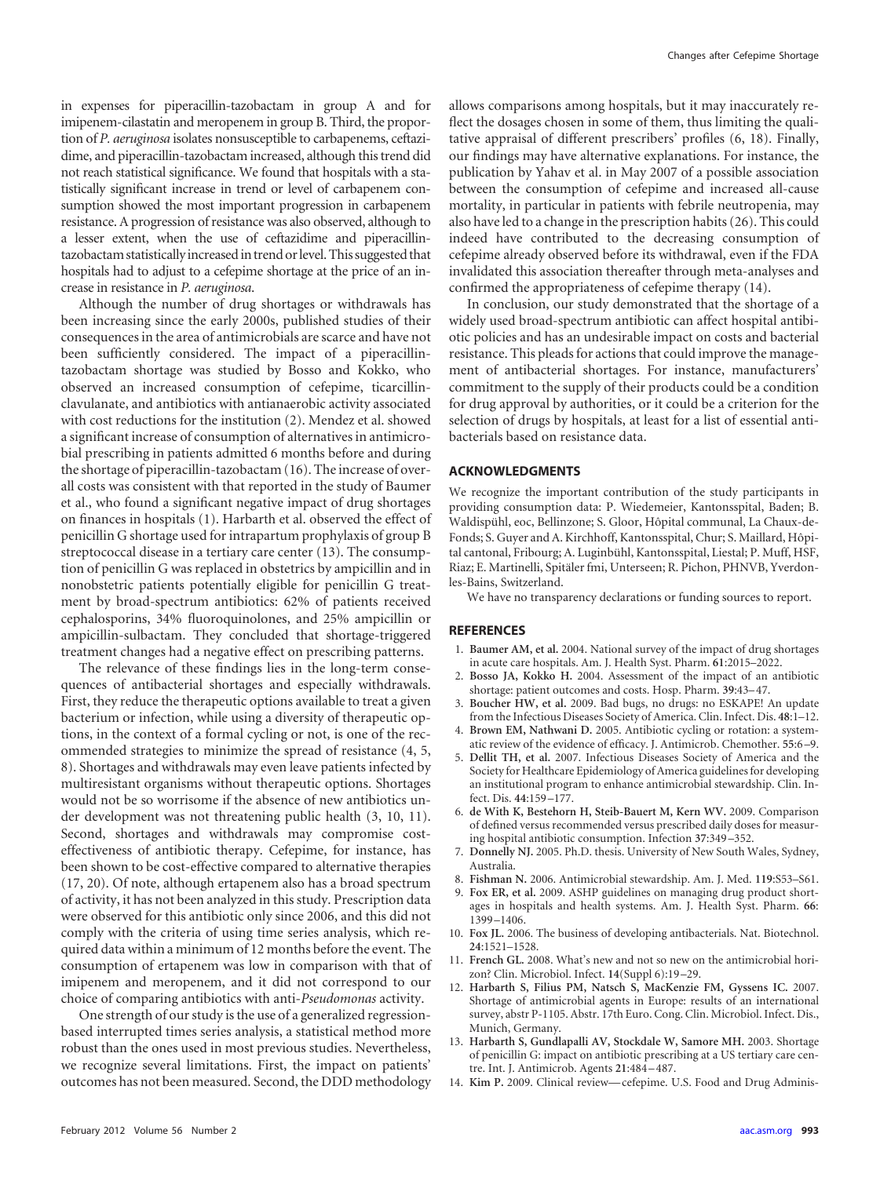in expenses for piperacillin-tazobactam in group A and for imipenem-cilastatin and meropenem in group B. Third, the proportion of *P. aeruginosa* isolates nonsusceptible to carbapenems, ceftazidime, and piperacillin-tazobactam increased, although this trend did not reach statistical significance. We found that hospitals with a statistically significant increase in trend or level of carbapenem consumption showed the most important progression in carbapenem resistance. A progression of resistance was also observed, although to a lesser extent, when the use of ceftazidime and piperacillin-tazobactam statistically increased in trend or level. This suggested that hospitals had to adjust to a cefepime shortage at the price of an increase in resistance in *P. aeruginosa*.

Although the number of drug shortages or withdrawals has been increasing since the early 2000s, published studies of their consequences in the area of antimicrobials are scarce and have not been sufficiently considered. The impact of a piperacillin-tazobactam shortage was studied by Bosso and Kokko, who observed an increased consumption of cefepime, ticarcillin-clavulanate, and antibiotics with antianaerobic activity associated with cost reductions for the institution (2). Mendez et al. showed a significant increase of consumption of alternatives in antimicrobial prescribing in patients admitted 6 months before and during the shortage of piperacillin-tazobactam (16). The increase of overall costs was consistent with that reported in the study of Baumer et al., who found a significant negative impact of drug shortages on finances in hospitals (1). Harbarth et al. observed the effect of penicillin G shortage used for intrapartum prophylaxis of group B streptococcal disease in a tertiary care center (13). The consumption of penicillin G was replaced in obstetrics by ampicillin and in nonobstetric patients potentially eligible for penicillin G treatment by broad-spectrum antibiotics: 62% of patients received cephalosporins, 34% fluoroquinolones, and 25% ampicillin or ampicillin-sulbactam. They concluded that shortage-triggered treatment changes had a negative effect on prescribing patterns.

The relevance of these findings lies in the long-term consequences of antibacterial shortages and especially withdrawals. First, they reduce the therapeutic options available to treat a given bacterium or infection, while using a diversity of therapeutic options, in the context of a formal cycling or not, is one of the recommended strategies to minimize the spread of resistance (4, 5, 8). Shortages and withdrawals may even leave patients infected by multiresistant organisms without therapeutic options. Shortages would not be so worrisome if the absence of new antibiotics under development was not threatening public health (3, 10, 11). Second, shortages and withdrawals may compromise cost-effectiveness of antibiotic therapy. Cefepime, for instance, has been shown to be cost-effective compared to alternative therapies (17, 20). Of note, although ertapenem also has a broad spectrum of activity, it has not been analyzed in this study. Prescription data were observed for this antibiotic only since 2006, and this did not comply with the criteria of using time series analysis, which required data within a minimum of 12 months before the event. The consumption of ertapenem was low in comparison with that of imipenem and meropenem, and it did not correspond to our choice of comparing antibiotics with anti-*Pseudomonas* activity.

One strength of our study is the use of a generalized regression-based interrupted times series analysis, a statistical method more robust than the ones used in most previous studies. Nevertheless, we recognize several limitations. First, the impact on patients' outcomes has not been measured. Second, the DDD methodology allows comparisons among hospitals, but it may inaccurately reflect the dosages chosen in some of them, thus limiting the qualitative appraisal of different prescribers' profiles (6, 18). Finally, our findings may have alternative explanations. For instance, the publication by Yahav et al. in May 2007 of a possible association between the consumption of cefepime and increased all-cause mortality, in particular in patients with febrile neutropenia, may also have led to a change in the prescription habits (26). This could indeed have contributed to the decreasing consumption of cefepime already observed before its withdrawal, even if the FDA invalidated this association thereafter through meta-analyses and confirmed the appropriateness of cefepime therapy (14).

In conclusion, our study demonstrated that the shortage of a widely used broad-spectrum antibiotic can affect hospital antibiotic policies and has an undesirable impact on costs and bacterial resistance. This pleads for actions that could improve the management of antibacterial shortages. For instance, manufacturers' commitment to the supply of their products could be a condition for drug approval by authorities, or it could be a criterion for the selection of drugs by hospitals, at least for a list of essential antibacterials based on resistance data.

## ACKNOWLEDGMENTS

We recognize the important contribution of the study participants in providing consumption data: P. Wiedemeier, Kantonsspital, Baden; B. Waldispühl, eoc, Bellinzone; S. Gloor, Hôpital communal, La Chaux-de-Fonds; S. Guyer and A. Kirchhoff, Kantonsspital, Chur; S. Maillard, Hôpital cantonal, Fribourg; A. Luginbühl, Kantonsspital, Liestal; P. Muff, HSF, Riaz; E. Martinelli, Spitäler fmi, Unterseen; R. Pichon, PHNVB, Yverdon-les-Bains, Switzerland.

We have no transparency declarations or funding sources to report.

## REFERENCES

1. **Baumer AM, et al.** 2004. National survey of the impact of drug shortages in acute care hospitals. Am. J. Health Syst. Pharm. **61**:2015–2022.
2. **Bosso JA, Kokko H.** 2004. Assessment of the impact of an antibiotic shortage: patient outcomes and costs. Hosp. Pharm. **39**:43–47.
3. **Boucher HW, et al.** 2009. Bad bugs, no drugs: no ESKAPE! An update from the Infectious Diseases Society of America. Clin. Infect. Dis. **48**:1–12.
4. **Brown EM, Nathwani D.** 2005. Antibiotic cycling or rotation: a systematic review of the evidence of efficacy. J. Antimicrob. Chemother. **55**:6–9.
5. **Dellit TH, et al.** 2007. Infectious Diseases Society of America and the Society for Healthcare Epidemiology of America guidelines for developing an institutional program to enhance antimicrobial stewardship. Clin. Infect. Dis. **44**:159–177.
6. **de With K, Bestehorn H, Steib-Bauert M, Kern WV.** 2009. Comparison of defined versus recommended versus prescribed daily doses for measuring hospital antibiotic consumption. Infection **37**:349–352.
7. **Donnelly NJ.** 2005. Ph.D. thesis. University of New South Wales, Sydney, Australia.
8. **Fishman N.** 2006. Antimicrobial stewardship. Am. J. Med. **119**:S53–S61.
9. **Fox ER, et al.** 2009. ASHP guidelines on managing drug product shortages in hospitals and health systems. Am. J. Health Syst. Pharm. **66**: 1399–1406.
10. **Fox JL.** 2006. The business of developing antibacterials. Nat. Biotechnol. **24**:1521–1528.
11. **French GL.** 2008. What's new and not so new on the antimicrobial horizon? Clin. Microbiol. Infect. **14**(Suppl 6):19–29.
12. **Harbarth S, Filius PM, Natsch S, MacKenzie FM, Gyssens IC.** 2007. Shortage of antimicrobial agents in Europe: results of an international survey, abstr P-1105. Abstr. 17th Euro. Cong. Clin. Microbiol. Infect. Dis., Munich, Germany.
13. **Harbarth S, Gundlapalli AV, Stockdale W, Samore MH.** 2003. Shortage of penicillin G: impact on antibiotic prescribing at a US tertiary care centre. Int. J. Antimicrob. Agents **21**:484–487.
14. **Kim P.** 2009. Clinical review—cefepime. U.S. Food and Drug Adminis-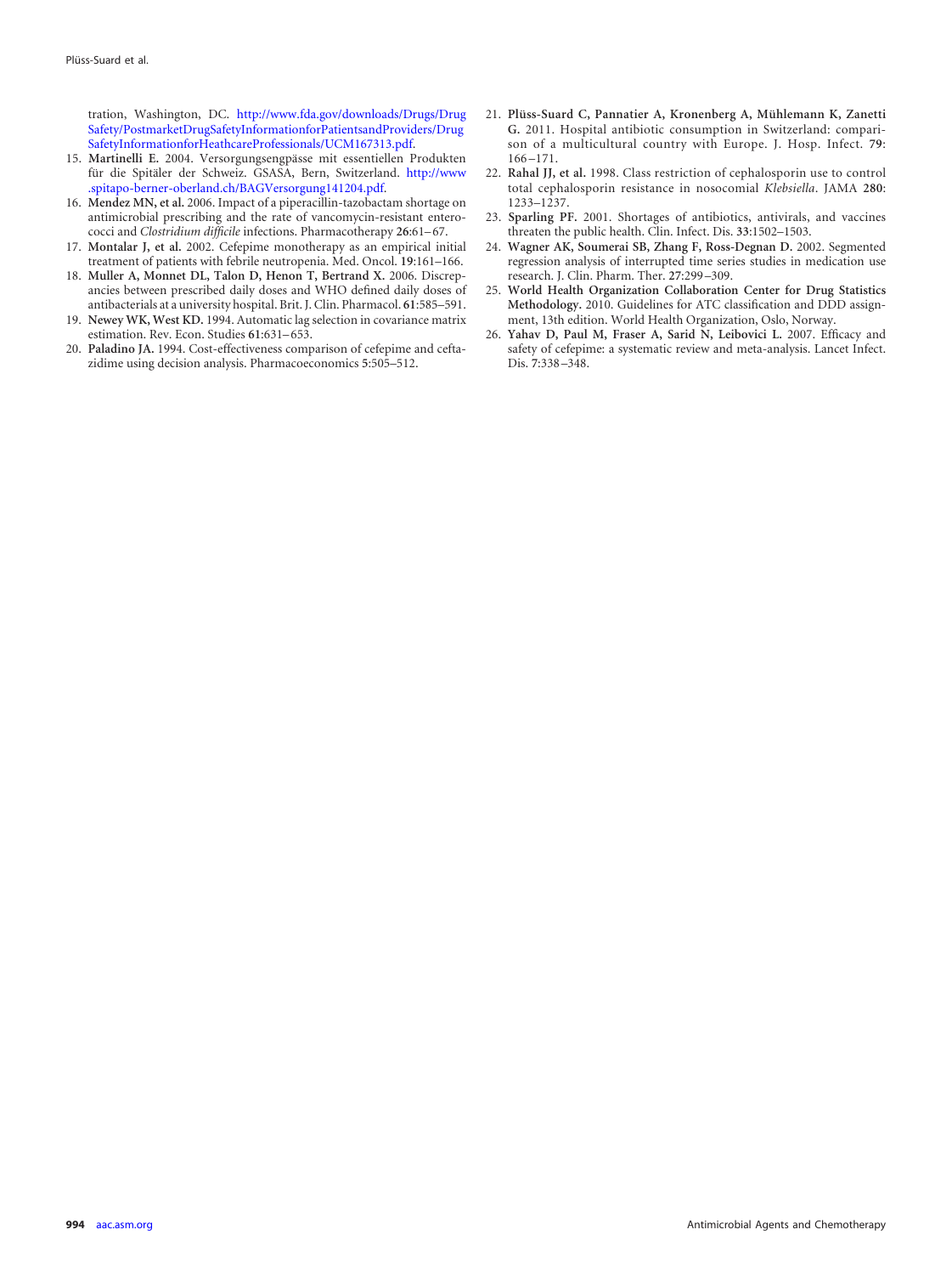tration, Washington, DC. http://www.fda.gov/downloads/Drugs/DrugSafety/PostmarketDrugSafetyInformationforPatientsandProviders/DrugSafetyInformationforHeathcareProfessionals/UCM167313.pdf.

15. **Martinelli E.** 2004. Versorgungsengpässe mit essentiellen Produkten für die Spitäler der Schweiz. GSASA, Bern, Switzerland. http://www.spitapo-berner-oberland.ch/BAGVersorgung141204.pdf.
16. **Mendez MN, et al.** 2006. Impact of a piperacillin-tazobactam shortage on antimicrobial prescribing and the rate of vancomycin-resistant enterococci and *Clostridium difficile* infections. Pharmacotherapy **26**:61–67.
17. **Montalar J, et al.** 2002. Cefepime monotherapy as an empirical initial treatment of patients with febrile neutropenia. Med. Oncol. **19**:161–166.
18. **Muller A, Monnet DL, Talon D, Henon T, Bertrand X.** 2006. Discrepancies between prescribed daily doses and WHO defined daily doses of antibacterials at a university hospital. Brit. J. Clin. Pharmacol. **61**:585–591.
19. **Newey WK, West KD.** 1994. Automatic lag selection in covariance matrix estimation. Rev. Econ. Studies **61**:631–653.
20. **Paladino JA.** 1994. Cost-effectiveness comparison of cefepime and ceftazidime using decision analysis. Pharmacoeconomics **5**:505–512.
21. **Plüss-Suard C, Pannatier A, Kronenberg A, Mühlemann K, Zanetti G.** 2011. Hospital antibiotic consumption in Switzerland: comparison of a multicultural country with Europe. J. Hosp. Infect. **79**: 166–171.
22. **Rahal JJ, et al.** 1998. Class restriction of cephalosporin use to control total cephalosporin resistance in nosocomial *Klebsiella*. JAMA **280**: 1233–1237.
23. **Sparling PF.** 2001. Shortages of antibiotics, antivirals, and vaccines threaten the public health. Clin. Infect. Dis. **33**:1502–1503.
24. **Wagner AK, Soumerai SB, Zhang F, Ross-Degnan D.** 2002. Segmented regression analysis of interrupted time series studies in medication use research. J. Clin. Pharm. Ther. **27**:299–309.
25. **World Health Organization Collaboration Center for Drug Statistics Methodology.** 2010. Guidelines for ATC classification and DDD assignment, 13th edition. World Health Organization, Oslo, Norway.
26. **Yahav D, Paul M, Fraser A, Sarid N, Leibovici L.** 2007. Efficacy and safety of cefepime: a systematic review and meta-analysis. Lancet Infect. Dis. **7**:338–348.